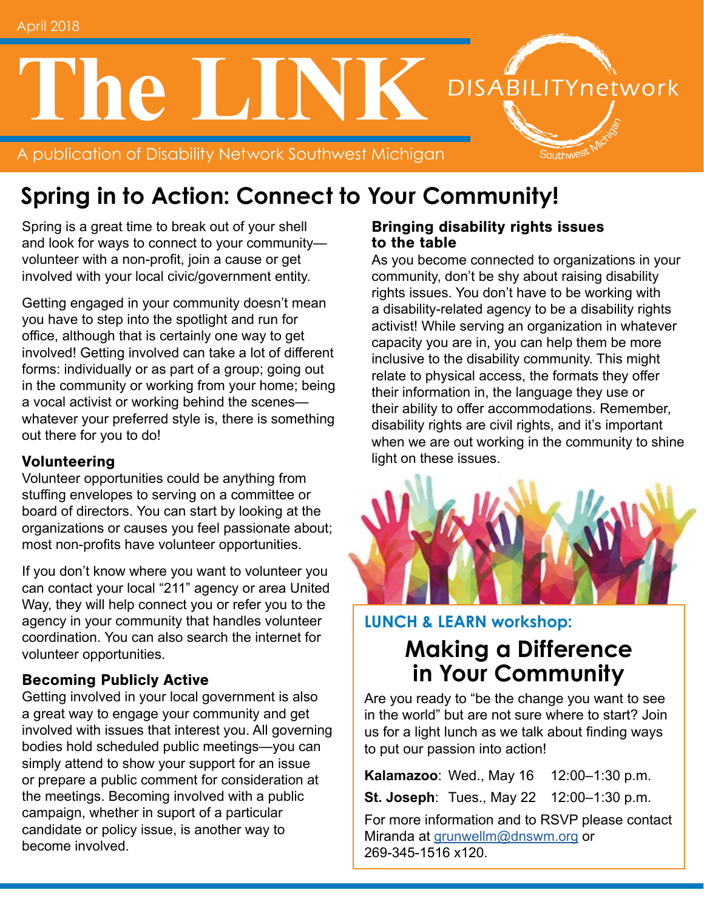April 2018

# The LINK

A publication of Disability Network Southwest Michigan

DISABILITYnetwork Southwest Michigan

## Spring in to Action: Connect to Your Community!

Spring is a great time to break out of your shell and look for ways to connect to your community—volunteer with a non-profit, join a cause or get involved with your local civic/government entity.

Getting engaged in your community doesn't mean you have to step into the spotlight and run for office, although that is certainly one way to get involved! Getting involved can take a lot of different forms: individually or as part of a group; going out in the community or working from your home; being a vocal activist or working behind the scenes—whatever your preferred style is, there is something out there for you to do!

### Volunteering

Volunteer opportunities could be anything from stuffing envelopes to serving on a committee or board of directors. You can start by looking at the organizations or causes you feel passionate about; most non-profits have volunteer opportunities.

If you don't know where you want to volunteer you can contact your local "211" agency or area United Way, they will help connect you or refer you to the agency in your community that handles volunteer coordination. You can also search the internet for volunteer opportunities.

### Becoming Publicly Active

Getting involved in your local government is also a great way to engage your community and get involved with issues that interest you. All governing bodies hold scheduled public meetings—you can simply attend to show your support for an issue or prepare a public comment for consideration at the meetings. Becoming involved with a public campaign, whether in suport of a particular candidate or policy issue, is another way to become involved.

### Bringing disability rights issues to the table

As you become connected to organizations in your community, don't be shy about raising disability rights issues. You don't have to be working with a disability-related agency to be a disability rights activist! While serving an organization in whatever capacity you are in, you can help them be more inclusive to the disability community. This might relate to physical access, the formats they offer their information in, the language they use or their ability to offer accommodations. Remember, disability rights are civil rights, and it's important when we are out working in the community to shine light on these issues.

**LUNCH & LEARN workshop:**

## Making a Difference in Your Community

Are you ready to "be the change you want to see in the world" but are not sure where to start? Join us for a light lunch as we talk about finding ways to put our passion into action!

**Kalamazoo**: Wed., May 16 12:00–1:30 p.m.

**St. Joseph**: Tues., May 22 12:00–1:30 p.m.

For more information and to RSVP please contact Miranda at grunwellm@dnswm.org or 269-345-1516 x120.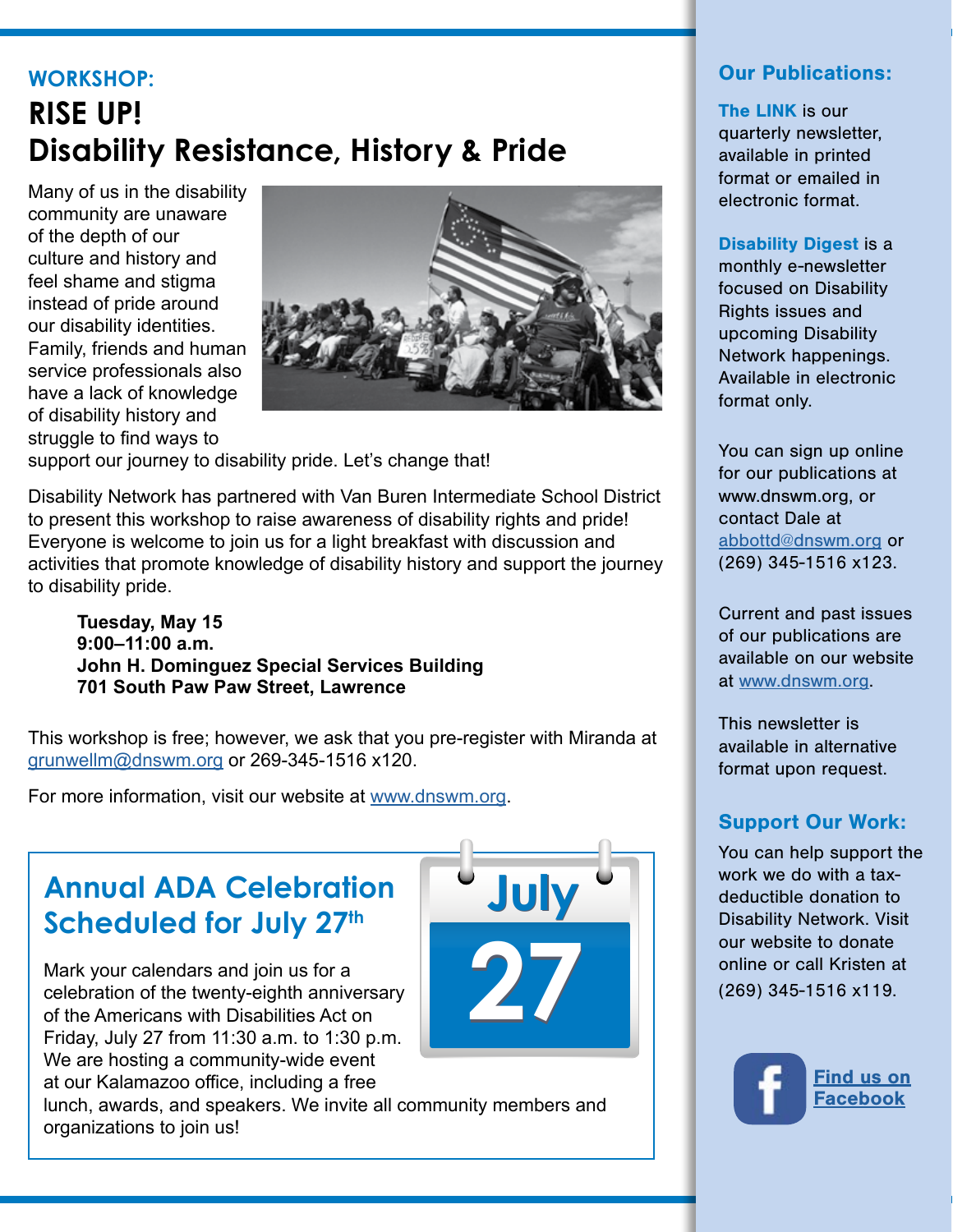## WORKSHOP:

# RISE UP! Disability Resistance, History & Pride

Many of us in the disability community are unaware of the depth of our culture and history and feel shame and stigma instead of pride around our disability identities. Family, friends and human service professionals also have a lack of knowledge of disability history and struggle to find ways to support our journey to disability pride. Let's change that!

Disability Network has partnered with Van Buren Intermediate School District to present this workshop to raise awareness of disability rights and pride! Everyone is welcome to join us for a light breakfast with discussion and activities that promote knowledge of disability history and support the journey to disability pride.

**Tuesday, May 15**
**9:00–11:00 a.m.**
**John H. Dominguez Special Services Building**
**701 South Paw Paw Street, Lawrence**

This workshop is free; however, we ask that you pre-register with Miranda at grunwellm@dnswm.org or 269-345-1516 x120.

For more information, visit our website at www.dnswm.org.

## Annual ADA Celebration Scheduled for July 27th

July 27

Mark your calendars and join us for a celebration of the twenty-eighth anniversary of the Americans with Disabilities Act on Friday, July 27 from 11:30 a.m. to 1:30 p.m. We are hosting a community-wide event at our Kalamazoo office, including a free lunch, awards, and speakers. We invite all community members and organizations to join us!

## Our Publications:

**The LINK** is our quarterly newsletter, available in printed format or emailed in electronic format.

**Disability Digest** is a monthly e-newsletter focused on Disability Rights issues and upcoming Disability Network happenings. Available in electronic format only.

You can sign up online for our publications at www.dnswm.org, or contact Dale at abbottd@dnswm.org or (269) 345-1516 x123.

Current and past issues of our publications are available on our website at www.dnswm.org.

This newsletter is available in alternative format upon request.

## Support Our Work:

You can help support the work we do with a tax-deductible donation to Disability Network. Visit our website to donate online or call Kristen at (269) 345-1516 x119.

Find us on Facebook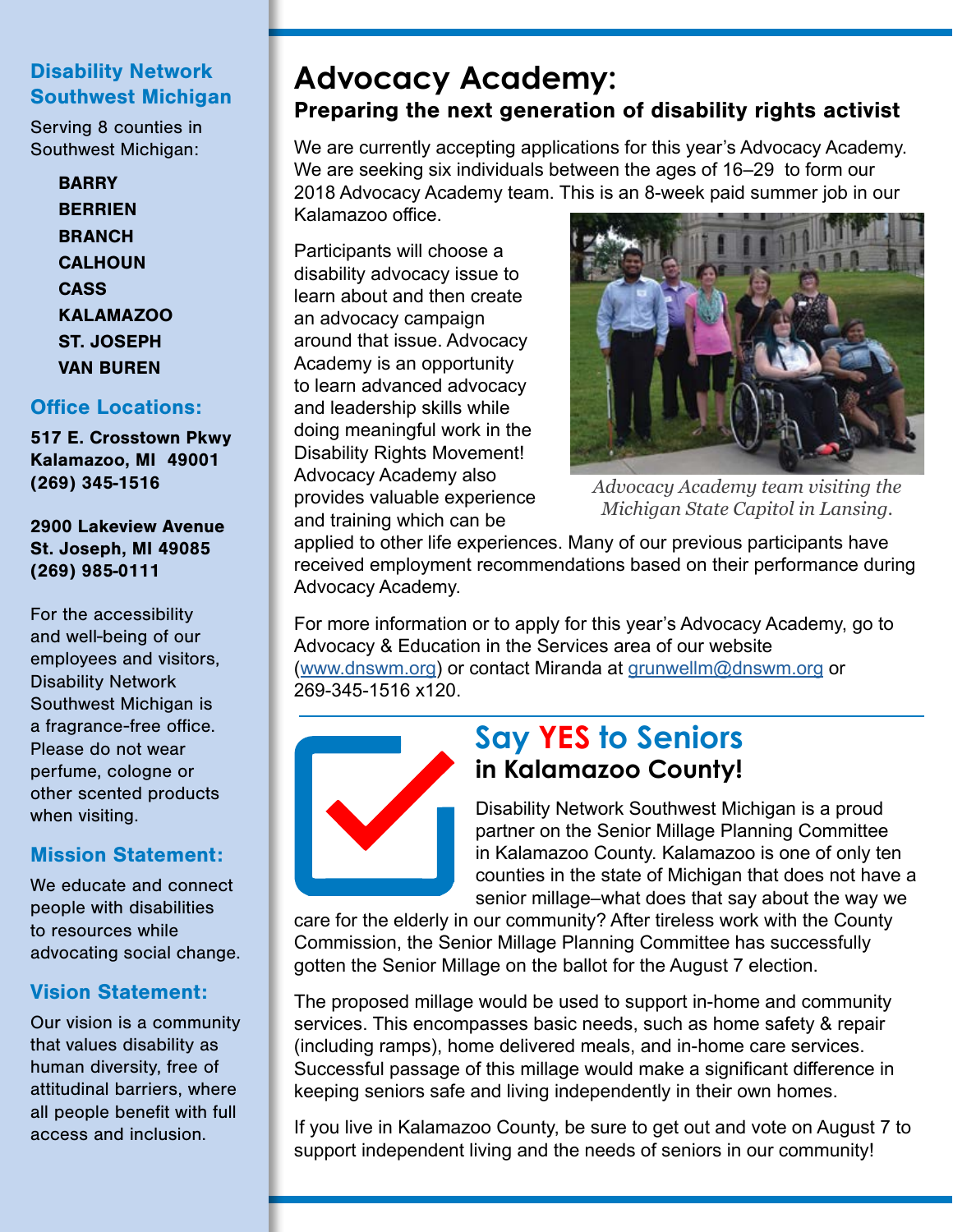## Disability Network Southwest Michigan

Serving 8 counties in Southwest Michigan:

- **BARRY**
- **BERRIEN**
- **BRANCH**
- **CALHOUN**
- **CASS**
- **KALAMAZOO**
- **ST. JOSEPH**
- **VAN BUREN**

### Office Locations:

**517 E. Crosstown Pkwy**
**Kalamazoo, MI 49001**
**(269) 345-1516**

**2900 Lakeview Avenue**
**St. Joseph, MI 49085**
**(269) 985-0111**

For the accessibility and well-being of our employees and visitors, Disability Network Southwest Michigan is a fragrance-free office. Please do not wear perfume, cologne or other scented products when visiting.

### Mission Statement:

We educate and connect people with disabilities to resources while advocating social change.

### Vision Statement:

Our vision is a community that values disability as human diversity, free of attitudinal barriers, where all people benefit with full access and inclusion.

# Advocacy Academy:

## Preparing the next generation of disability rights activist

We are currently accepting applications for this year's Advocacy Academy. We are seeking six individuals between the ages of 16–29 to form our 2018 Advocacy Academy team. This is an 8-week paid summer job in our Kalamazoo office.

Participants will choose a disability advocacy issue to learn about and then create an advocacy campaign around that issue. Advocacy Academy is an opportunity to learn advanced advocacy and leadership skills while doing meaningful work in the Disability Rights Movement! Advocacy Academy also provides valuable experience and training which can be applied to other life experiences. Many of our previous participants have received employment recommendations based on their performance during Advocacy Academy.

*Advocacy Academy team visiting the Michigan State Capitol in Lansing.*

For more information or to apply for this year's Advocacy Academy, go to Advocacy & Education in the Services area of our website (www.dnswm.org) or contact Miranda at grunwellm@dnswm.org or 269-345-1516 x120.

# Say YES to Seniors

## in Kalamazoo County!

Disability Network Southwest Michigan is a proud partner on the Senior Millage Planning Committee in Kalamazoo County. Kalamazoo is one of only ten counties in the state of Michigan that does not have a senior millage–what does that say about the way we care for the elderly in our community? After tireless work with the County Commission, the Senior Millage Planning Committee has successfully gotten the Senior Millage on the ballot for the August 7 election.

The proposed millage would be used to support in-home and community services. This encompasses basic needs, such as home safety & repair (including ramps), home delivered meals, and in-home care services. Successful passage of this millage would make a significant difference in keeping seniors safe and living independently in their own homes.

If you live in Kalamazoo County, be sure to get out and vote on August 7 to support independent living and the needs of seniors in our community!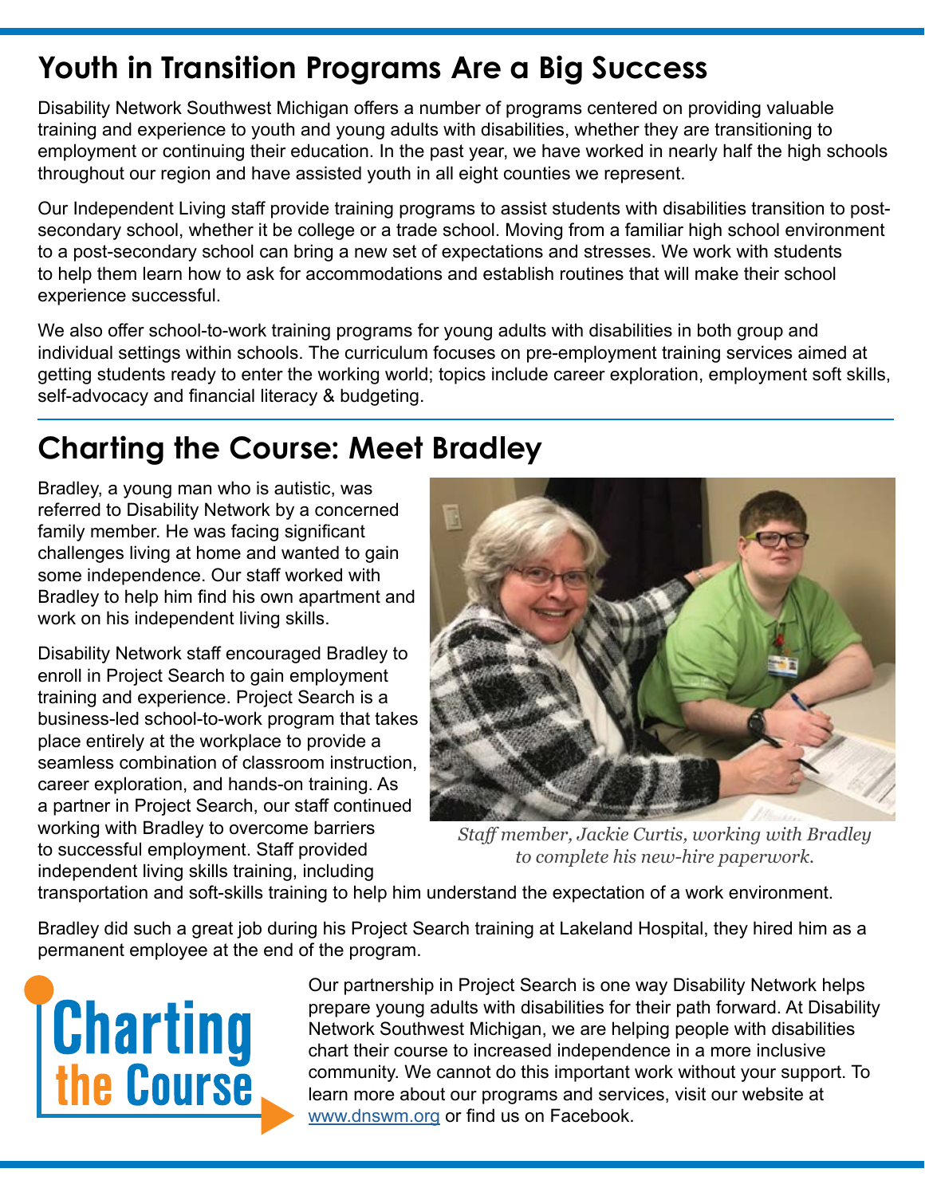## Youth in Transition Programs Are a Big Success

Disability Network Southwest Michigan offers a number of programs centered on providing valuable training and experience to youth and young adults with disabilities, whether they are transitioning to employment or continuing their education. In the past year, we have worked in nearly half the high schools throughout our region and have assisted youth in all eight counties we represent.

Our Independent Living staff provide training programs to assist students with disabilities transition to post-secondary school, whether it be college or a trade school. Moving from a familiar high school environment to a post-secondary school can bring a new set of expectations and stresses. We work with students to help them learn how to ask for accommodations and establish routines that will make their school experience successful.

We also offer school-to-work training programs for young adults with disabilities in both group and individual settings within schools. The curriculum focuses on pre-employment training services aimed at getting students ready to enter the working world; topics include career exploration, employment soft skills, self-advocacy and financial literacy & budgeting.

## Charting the Course: Meet Bradley

Bradley, a young man who is autistic, was referred to Disability Network by a concerned family member. He was facing significant challenges living at home and wanted to gain some independence. Our staff worked with Bradley to help him find his own apartment and work on his independent living skills.

Disability Network staff encouraged Bradley to enroll in Project Search to gain employment training and experience. Project Search is a business-led school-to-work program that takes place entirely at the workplace to provide a seamless combination of classroom instruction, career exploration, and hands-on training. As a partner in Project Search, our staff continued working with Bradley to overcome barriers to successful employment. Staff provided independent living skills training, including transportation and soft-skills training to help him understand the expectation of a work environment.

*Staff member, Jackie Curtis, working with Bradley to complete his new-hire paperwork.*

Bradley did such a great job during his Project Search training at Lakeland Hospital, they hired him as a permanent employee at the end of the program.

**Charting the Course**

Our partnership in Project Search is one way Disability Network helps prepare young adults with disabilities for their path forward. At Disability Network Southwest Michigan, we are helping people with disabilities chart their course to increased independence in a more inclusive community. We cannot do this important work without your support. To learn more about our programs and services, visit our website at www.dnswm.org or find us on Facebook.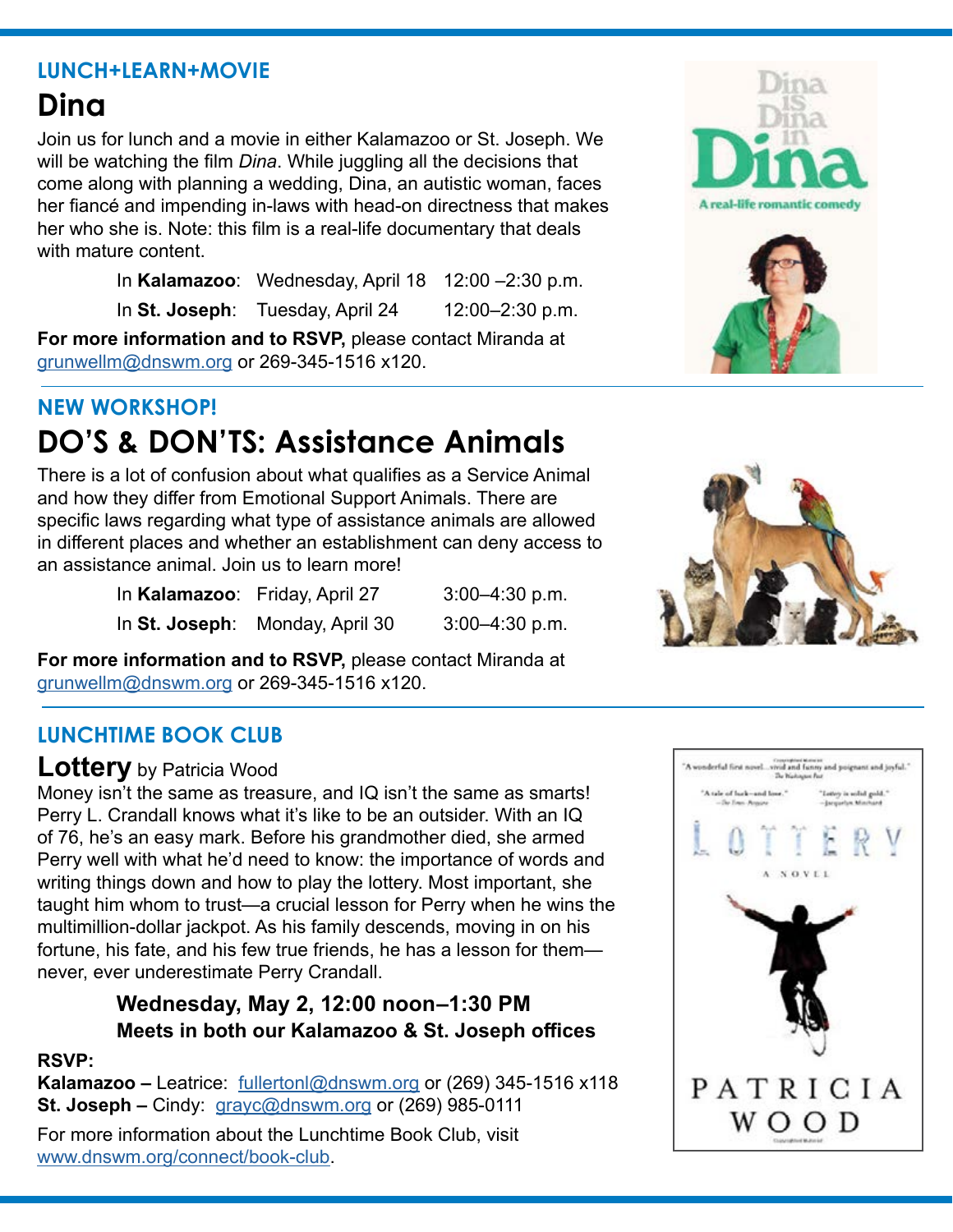### LUNCH+LEARN+MOVIE

## Dina

Join us for lunch and a movie in either Kalamazoo or St. Joseph. We will be watching the film *Dina*. While juggling all the decisions that come along with planning a wedding, Dina, an autistic woman, faces her fiancé and impending in-laws with head-on directness that makes her who she is. Note: this film is a real-life documentary that deals with mature content.

| | | |
|---|---|---|
| In **Kalamazoo**: | Wednesday, April 18 | 12:00 –2:30 p.m. |
| In **St. Joseph**: | Tuesday, April 24 | 12:00–2:30 p.m. |

**For more information and to RSVP,** please contact Miranda at grunwellm@dnswm.org or 269-345-1516 x120.

### NEW WORKSHOP!

## DO'S & DON'TS: Assistance Animals

There is a lot of confusion about what qualifies as a Service Animal and how they differ from Emotional Support Animals. There are specific laws regarding what type of assistance animals are allowed in different places and whether an establishment can deny access to an assistance animal. Join us to learn more!

| | | |
|---|---|---|
| In **Kalamazoo**: | Friday, April 27 | 3:00–4:30 p.m. |
| In **St. Joseph**: | Monday, April 30 | 3:00–4:30 p.m. |

**For more information and to RSVP,** please contact Miranda at grunwellm@dnswm.org or 269-345-1516 x120.

### LUNCHTIME BOOK CLUB

## Lottery by Patricia Wood

Money isn't the same as treasure, and IQ isn't the same as smarts! Perry L. Crandall knows what it's like to be an outsider. With an IQ of 76, he's an easy mark. Before his grandmother died, she armed Perry well with what he'd need to know: the importance of words and writing things down and how to play the lottery. Most important, she taught him whom to trust—a crucial lesson for Perry when he wins the multimillion-dollar jackpot. As his family descends, moving in on his fortune, his fate, and his few true friends, he has a lesson for them—never, ever underestimate Perry Crandall.

**Wednesday, May 2, 12:00 noon–1:30 PM**
**Meets in both our Kalamazoo & St. Joseph offices**

**RSVP:**
**Kalamazoo –** Leatrice: fullertonl@dnswm.org or (269) 345-1516 x118
**St. Joseph –** Cindy: grayc@dnswm.org or (269) 985-0111

For more information about the Lunchtime Book Club, visit www.dnswm.org/connect/book-club.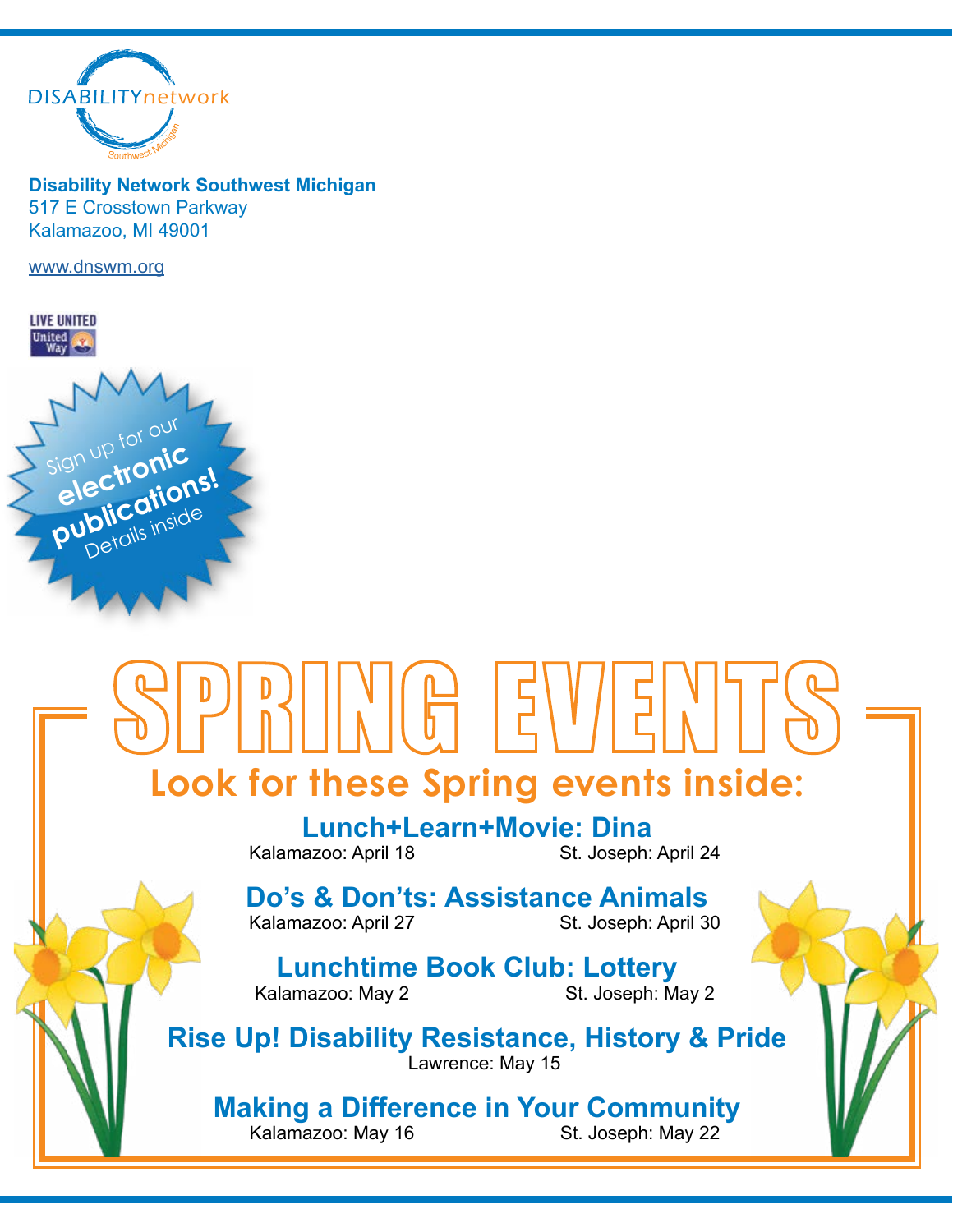DISABILITYnetwork
Southwest Michigan

**Disability Network Southwest Michigan**
517 E Crosstown Parkway
Kalamazoo, MI 49001

www.dnswm.org

LIVE UNITED
United Way

Sign up for our **electronic publications!** Details inside

# SPRING EVENTS

## Look for these Spring events inside:

### Lunch+Learn+Movie: Dina
Kalamazoo: April 18 — St. Joseph: April 24

### Do's & Don'ts: Assistance Animals
Kalamazoo: April 27 — St. Joseph: April 30

### Lunchtime Book Club: Lottery
Kalamazoo: May 2 — St. Joseph: May 2

### Rise Up! Disability Resistance, History & Pride
Lawrence: May 15

### Making a Difference in Your Community
Kalamazoo: May 16 — St. Joseph: May 22